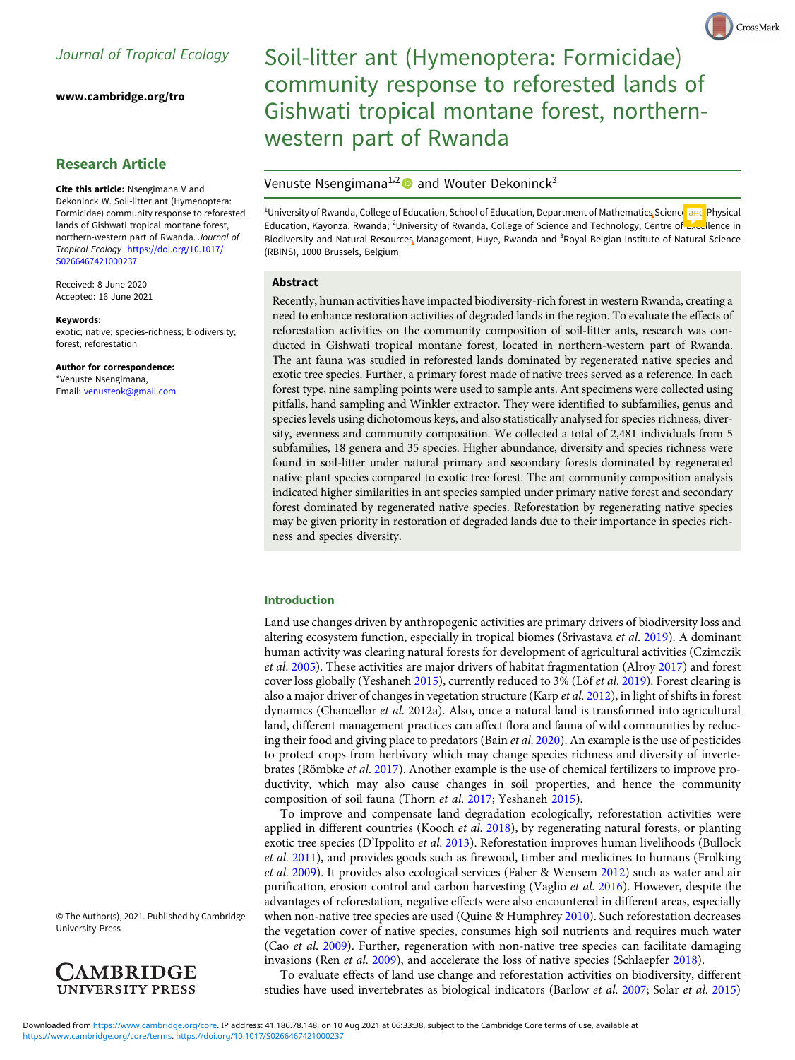Journal of Tropical Ecology

www.cambridge.org/tro

## Research Article

**Cite this article:** Nsengimana V and Dekoninck W. Soil-litter ant (Hymenoptera: Formicidae) community response to reforested lands of Gishwati tropical montane forest, northern-western part of Rwanda. *Journal of Tropical Ecology* https://doi.org/10.1017/S0266467421000237

Received: 8 June 2020
Accepted: 16 June 2021

**Keywords:**
exotic; native; species-richness; biodiversity; forest; reforestation

**Author for correspondence:**
*Venuste Nsengimana,
Email: venusteok@gmail.com

© The Author(s), 2021. Published by Cambridge University Press

# Soil-litter ant (Hymenoptera: Formicidae) community response to reforested lands of Gishwati tropical montane forest, northern-western part of Rwanda

Venuste Nsengimana[1,2] and Wouter Dekoninck[3]

[1]University of Rwanda, College of Education, School of Education, Department of Mathematics Science and Physical Education, Kayonza, Rwanda; [2]University of Rwanda, College of Science and Technology, Centre of Excellence in Biodiversity and Natural Resources Management, Huye, Rwanda and [3]Royal Belgian Institute of Natural Science (RBINS), 1000 Brussels, Belgium

## Abstract

Recently, human activities have impacted biodiversity-rich forest in western Rwanda, creating a need to enhance restoration activities of degraded lands in the region. To evaluate the effects of reforestation activities on the community composition of soil-litter ants, research was conducted in Gishwati tropical montane forest, located in northern-western part of Rwanda. The ant fauna was studied in reforested lands dominated by regenerated native species and exotic tree species. Further, a primary forest made of native trees served as a reference. In each forest type, nine sampling points were used to sample ants. Ant specimens were collected using pitfalls, hand sampling and Winkler extractor. They were identified to subfamilies, genus and species levels using dichotomous keys, and also statistically analysed for species richness, diversity, evenness and community composition. We collected a total of 2,481 individuals from 5 subfamilies, 18 genera and 35 species. Higher abundance, diversity and species richness were found in soil-litter under natural primary and secondary forests dominated by regenerated native plant species compared to exotic tree forest. The ant community composition analysis indicated higher similarities in ant species sampled under primary native forest and secondary forest dominated by regenerated native species. Reforestation by regenerating native species may be given priority in restoration of degraded lands due to their importance in species richness and species diversity.

## Introduction

Land use changes driven by anthropogenic activities are primary drivers of biodiversity loss and altering ecosystem function, especially in tropical biomes (Srivastava *et al.* 2019). A dominant human activity was clearing natural forests for development of agricultural activities (Czimczik *et al.* 2005). These activities are major drivers of habitat fragmentation (Alroy 2017) and forest cover loss globally (Yeshaneh 2015), currently reduced to 3% (Löf *et al.* 2019). Forest clearing is also a major driver of changes in vegetation structure (Karp *et al.* 2012), in light of shifts in forest dynamics (Chancellor *et al.* 2012a). Also, once a natural land is transformed into agricultural land, different management practices can affect flora and fauna of wild communities by reducing their food and giving place to predators (Bain *et al.* 2020). An example is the use of pesticides to protect crops from herbivory which may change species richness and diversity of invertebrates (Römbke *et al.* 2017). Another example is the use of chemical fertilizers to improve productivity, which may also cause changes in soil properties, and hence the community composition of soil fauna (Thorn *et al.* 2017; Yeshaneh 2015).

To improve and compensate land degradation ecologically, reforestation activities were applied in different countries (Kooch *et al.* 2018), by regenerating natural forests, or planting exotic tree species (D'Ippolito *et al.* 2013). Reforestation improves human livelihoods (Bullock *et al.* 2011), and provides goods such as firewood, timber and medicines to humans (Frolking *et al.* 2009). It provides also ecological services (Faber & Wensem 2012) such as water and air purification, erosion control and carbon harvesting (Vaglio *et al.* 2016). However, despite the advantages of reforestation, negative effects were also encountered in different areas, especially when non-native tree species are used (Quine & Humphrey 2010). Such reforestation decreases the vegetation cover of native species, consumes high soil nutrients and requires much water (Cao *et al.* 2009). Further, regeneration with non-native tree species can facilitate damaging invasions (Ren *et al.* 2009), and accelerate the loss of native species (Schlaepfer 2018).

To evaluate effects of land use change and reforestation activities on biodiversity, different studies have used invertebrates as biological indicators (Barlow *et al.* 2007; Solar *et al.* 2015)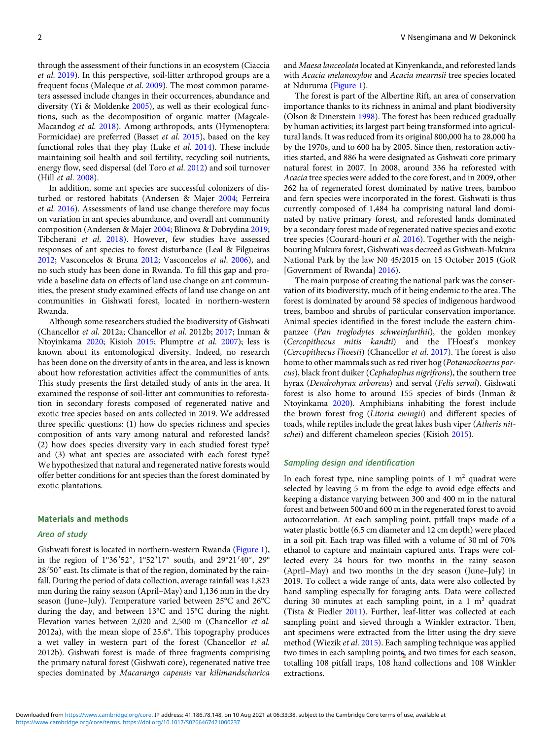through the assessment of their functions in an ecosystem (Ciaccia *et al.* 2019). In this perspective, soil-litter arthropod groups are a frequent focus (Maleque *et al.* 2009). The most common parameters assessed include changes in their occurrences, abundance and diversity (Yi & Moldenke 2005), as well as their ecological functions, such as the decomposition of organic matter (Magcale-Macandog *et al.* 2018). Among arthropods, ants (Hymenoptera: Formicidae) are preferred (Basset *et al.* 2015), based on the key functional roles ~~that~~ they play (Luke *et al.* 2014). These include maintaining soil health and soil fertility, recycling soil nutrients, energy flow, seed dispersal (del Toro *et al.* 2012) and soil turnover (Hill *et al.* 2008).

In addition, some ant species are successful colonizers of disturbed or restored habitats (Andersen & Majer 2004; Ferreira *et al.* 2016). Assessments of land use change therefore may focus on variation in ant species abundance, and overall ant community composition (Andersen & Majer 2004; Blinova & Dobrydina 2019; Tibcherani *et al.* 2018). However, few studies have assessed responses of ant species to forest disturbance (Leal & Filgueiras 2012; Vasconcelos & Bruna 2012; Vasconcelos *et al.* 2006), and no such study has been done in Rwanda. To fill this gap and provide a baseline data on effects of land use change on ant communities, the present study examined effects of land use change on ant communities in Gishwati forest, located in northern-western Rwanda.

Although some researchers studied the biodiversity of Gishwati (Chancellor *et al.* 2012a; Chancellor *et al.* 2012b; 2017; Inman & Ntoyinkama 2020; Kisioh 2015; Plumptre *et al.* 2007); less is known about its entomological diversity. Indeed, no research has been done on the diversity of ants in the area, and less is known about how reforestation activities affect the communities of ants. This study presents the first detailed study of ants in the area. It examined the response of soil-litter ant communities to reforestation in secondary forests composed of regenerated native and exotic tree species based on ants collected in 2019. We addressed three specific questions: (1) how do species richness and species composition of ants vary among natural and reforested lands? (2) how does species diversity vary in each studied forest type? and (3) what ant species are associated with each forest type? We hypothesized that natural and regenerated native forests would offer better conditions for ant species than the forest dominated by exotic plantations.

## Materials and methods

### Area of study

Gishwati forest is located in northern-western Rwanda (Figure 1), in the region of 1°36′52″, 1°52′17″ south, and 29°21′40″, 29° 28′50″ east. Its climate is that of the region, dominated by the rainfall. During the period of data collection, average rainfall was 1,823 mm during the rainy season (April–May) and 1,136 mm in the dry season (June–July). Temperature varied between 25°C and 26°C during the day, and between 13°C and 15°C during the night. Elevation varies between 2,020 and 2,500 m (Chancellor *et al.* 2012a), with the mean slope of 25.6°. This topography produces a wet valley in western part of the forest (Chancellor *et al.* 2012b). Gishwati forest is made of three fragments comprising the primary natural forest (Gishwati core), regenerated native tree species dominated by *Macaranga capensis* var *kilimandscharica* and *Maesa lanceolata* located at Kinyenkanda, and reforested lands with *Acacia melanoxylon* and *Acacia mearnsii* tree species located at Nduruma (Figure 1).

The forest is part of the Albertine Rift, an area of conservation importance thanks to its richness in animal and plant biodiversity (Olson & Dinerstein 1998). The forest has been reduced gradually by human activities; its largest part being transformed into agricultural lands. It was reduced from its original 800,000 ha to 28,000 ha by the 1970s, and to 600 ha by 2005. Since then, restoration activities started, and 886 ha were designated as Gishwati core primary natural forest in 2007. In 2008, around 336 ha reforested with *Acacia* tree species were added to the core forest, and in 2009, other 262 ha of regenerated forest dominated by native trees, bamboo and fern species were incorporated in the forest. Gishwati is thus currently composed of 1,484 ha comprising natural land dominated by native primary forest, and reforested lands dominated by a secondary forest made of regenerated native species and exotic tree species (Courard-houri *et al.* 2016). Together with the neighbouring Mukura forest, Gishwati was decreed as Gishwati-Mukura National Park by the law N0 45/2015 on 15 October 2015 (GoR [Government of Rwanda] 2016).

The main purpose of creating the national park was the conservation of its biodiversity, much of it being endemic to the area. The forest is dominated by around 58 species of indigenous hardwood trees, bamboo and shrubs of particular conservation importance. Animal species identified in the forest include the eastern chimpanzee (*Pan troglodytes schweinfurthii*), the golden monkey (*Cercopithecus mitis kandti*) and the l'Hoest's monkey (*Cercopithecus l'hoesti*) (Chancellor *et al.* 2017). The forest is also home to other mammals such as red river hog (*Potamochoerus porcus*), black front duiker (*Cephalophus nigrifrons*), the southern tree hyrax (*Dendrohyrax arboreus*) and serval (*Felis serval*). Gishwati forest is also home to around 155 species of birds (Inman & Ntoyinkama 2020). Amphibians inhabiting the forest include the brown forest frog (*Litoria ewingii*) and different species of toads, while reptiles include the great lakes bush viper (*Atheris nitschei*) and different chameleon species (Kisioh 2015).

### Sampling design and identification

In each forest type, nine sampling points of 1 m$^2$ quadrat were selected by leaving 5 m from the edge to avoid edge effects and keeping a distance varying between 300 and 400 m in the natural forest and between 500 and 600 m in the regenerated forest to avoid autocorrelation. At each sampling point, pitfall traps made of a water plastic bottle (6.5 cm diameter and 12 cm depth) were placed in a soil pit. Each trap was filled with a volume of 30 ml of 70% ethanol to capture and maintain captured ants. Traps were collected every 24 hours for two months in the rainy season (April–May) and two months in the dry season (June–July) in 2019. To collect a wide range of ants, data were also collected by hand sampling especially for foraging ants. Data were collected during 30 minutes at each sampling point, in a 1 m$^2$ quadrat (Tista & Fiedler 2011). Further, leaf-litter was collected at each sampling point and sieved through a Winkler extractor. Then, ant specimens were extracted from the litter using the dry sieve method (Wiezik *et al.* 2015). Each sampling technique was applied two times in each sampling points, and two times for each season, totalling 108 pitfall traps, 108 hand collections and 108 Winkler extractions.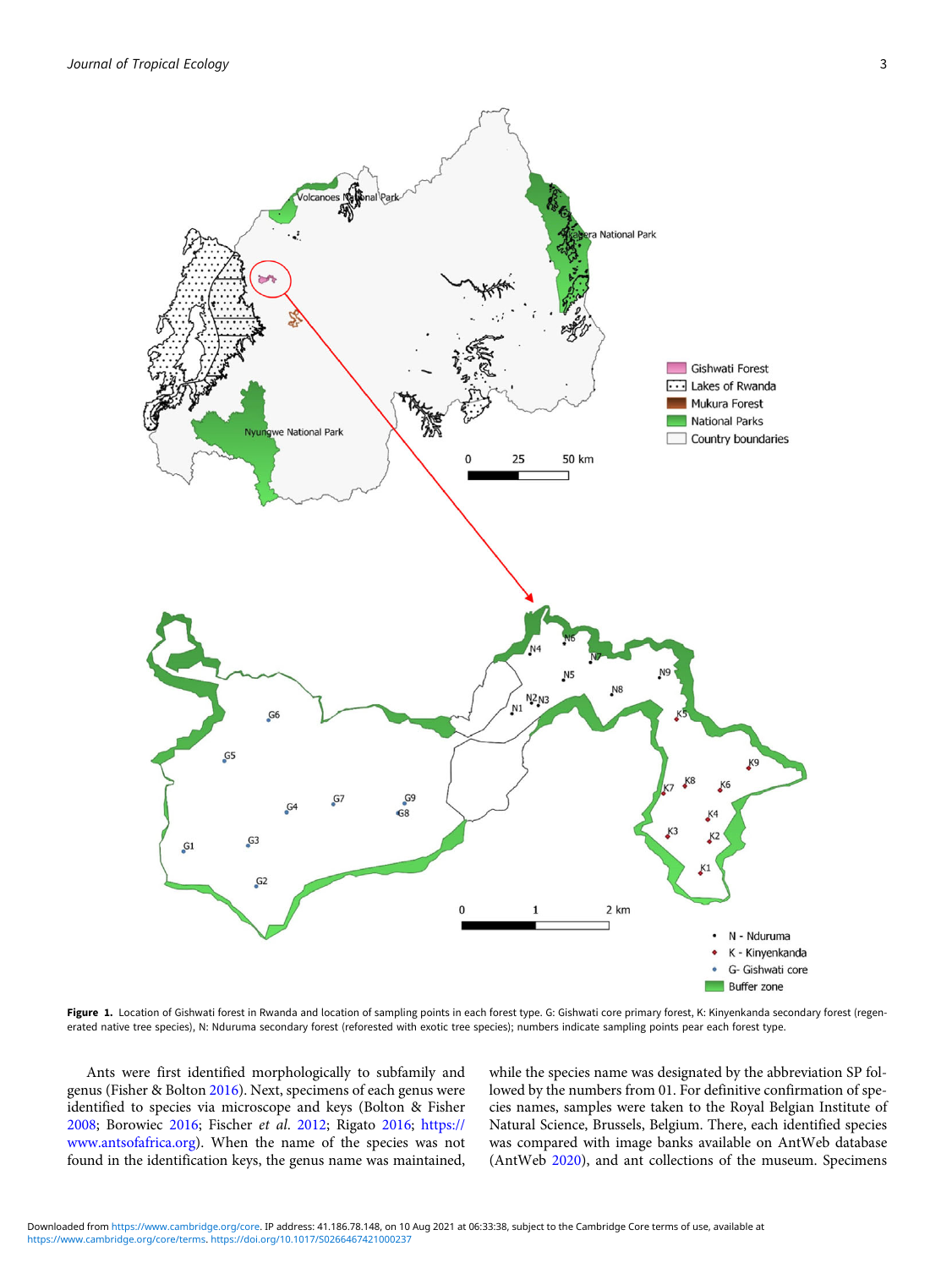**Figure 1.** Location of Gishwati forest in Rwanda and location of sampling points in each forest type. G: Gishwati core primary forest, K: Kinyenkanda secondary forest (regenerated native tree species), N: Nduruma secondary forest (reforested with exotic tree species); numbers indicate sampling points pear each forest type.

Ants were first identified morphologically to subfamily and genus (Fisher & Bolton 2016). Next, specimens of each genus were identified to species via microscope and keys (Bolton & Fisher 2008; Borowiec 2016; Fischer *et al*. 2012; Rigato 2016; https://www.antsofafrica.org). When the name of the species was not found in the identification keys, the genus name was maintained, while the species name was designated by the abbreviation SP followed by the numbers from 01. For definitive confirmation of species names, samples were taken to the Royal Belgian Institute of Natural Science, Brussels, Belgium. There, each identified species was compared with image banks available on AntWeb database (AntWeb 2020), and ant collections of the museum. Specimens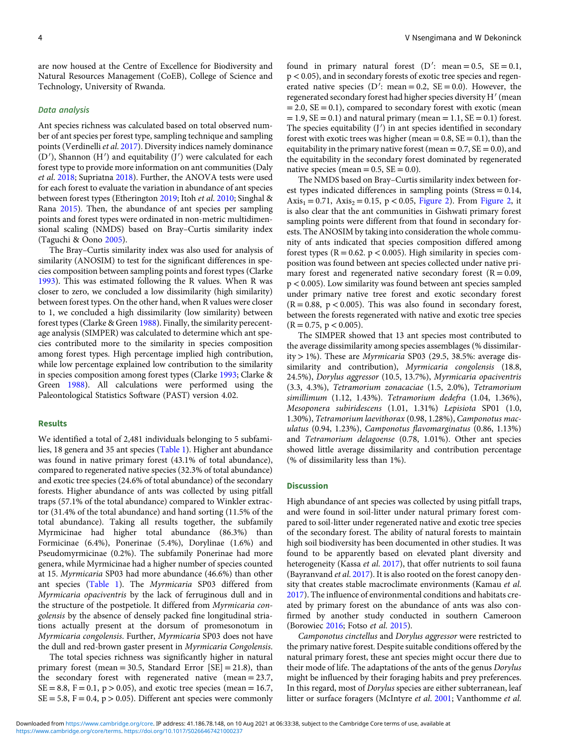are now housed at the Centre of Excellence for Biodiversity and Natural Resources Management (CoEB), College of Science and Technology, University of Rwanda.

### *Data analysis*

Ant species richness was calculated based on total observed number of ant species per forest type, sampling technique and sampling points (Verdinelli *et al.* 2017). Diversity indices namely dominance (D′), Shannon (H′) and equitability (J′) were calculated for each forest type to provide more information on ant communities (Daly *et al.* 2018; Supriatna 2018). Further, the ANOVA tests were used for each forest to evaluate the variation in abundance of ant species between forest types (Etherington 2019; Itoh *et al.* 2010; Singhal & Rana 2015). Then, the abundance of ant species per sampling points and forest types were ordinated in non-metric multidimensional scaling (NMDS) based on Bray–Curtis similarity index (Taguchi & Oono 2005).

The Bray–Curtis similarity index was also used for analysis of similarity (ANOSIM) to test for the significant differences in species composition between sampling points and forest types (Clarke 1993). This was estimated following the R values. When R was closer to zero, we concluded a low dissimilarity (high similarity) between forest types. On the other hand, when R values were closer to 1, we concluded a high dissimilarity (low similarity) between forest types (Clarke & Green 1988). Finally, the similarity perecentage analysis (SIMPER) was calculated to determine which ant species contributed more to the similarity in species composition among forest types. High percentage implied high contribution, while low percentage explained low contribution to the similarity in species composition among forest types (Clarke 1993; Clarke & Green 1988). All calculations were performed using the Paleontological Statistics Software (PAST) version 4.02.

## Results

We identified a total of 2,481 individuals belonging to 5 subfamilies, 18 genera and 35 ant species (Table 1). Higher ant abundance was found in native primary forest (43.1% of total abundance), compared to regenerated native species (32.3% of total abundance) and exotic tree species (24.6% of total abundance) of the secondary forests. Higher abundance of ants was collected by using pitfall traps (57.1% of the total abundance) compared to Winkler extractor (31.4% of the total abundance) and hand sorting (11.5% of the total abundance). Taking all results together, the subfamily Myrmicinae had higher total abundance (86.3%) than Formicinae (6.4%), Ponerinae (5.4%), Dorylinae (1.6%) and Pseudomyrmicinae (0.2%). The subfamily Ponerinae had more genera, while Myrmicinae had a higher number of species counted at 15. *Myrmicaria* SP03 had more abundance (46.6%) than other ant species (Table 1). The *Myrmicaria* SP03 differed from *Myrmicaria opaciventris* by the lack of ferruginous dull and in the structure of the postpetiole. It differed from *Myrmicaria congolensis* by the absence of densely packed fine longitudinal striations actually present at the dorsum of promesonotum in *Myrmicaria congolensis*. Further, *Myrmicaria* SP03 does not have the dull and red-brown gaster present in *Myrmicaria Congolensis*.

The total species richness was significantly higher in natural primary forest (mean = 30.5, Standard Error [SE] = 21.8), than the secondary forest with regenerated native (mean = 23.7, SE = 8.8, F = 0.1, $p > 0.05$), and exotic tree species (mean = 16.7, SE = 5.8, F = 0.4, $p > 0.05$). Different ant species were commonly found in primary natural forest (D′: mean = 0.5, SE = 0.1, $p < 0.05$), and in secondary forests of exotic tree species and regenerated native species (D′: mean = 0.2, SE = 0.0). However, the regenerated secondary forest had higher species diversity H′ (mean = 2.0, SE = 0.1), compared to secondary forest with exotic (mean = 1.9, SE = 0.1) and natural primary (mean = 1.1, SE = 0.1) forest. The species equitability (J′) in ant species identified in secondary forest with exotic trees was higher (mean = 0.8, SE = 0.1), than the equitability in the primary native forest (mean = 0.7, SE = 0.0), and the equitability in the secondary forest dominated by regenerated native species (mean = 0.5, SE = 0.0).

The NMDS based on Bray–Curtis similarity index between forest types indicated differences in sampling points (Stress = 0.14, $Axis_1 = 0.71$, $Axis_2 = 0.15$, $p < 0.05$, Figure 2). From Figure 2, it is also clear that the ant communities in Gishwati primary forest sampling points were different from that found in secondary forests. The ANOSIM by taking into consideration the whole community of ants indicated that species composition differed among forest types (R = 0.62. $p < 0.005$). High similarity in species composition was found between ant species collected under native primary forest and regenerated native secondary forest (R = 0.09, $p < 0.005$). Low similarity was found between ant species sampled under primary native tree forest and exotic secondary forest (R = 0.88, $p < 0.005$). This was also found in secondary forest, between the forests regenerated with native and exotic tree species (R = 0.75, $p < 0.005$).

The SIMPER showed that 13 ant species most contributed to the average dissimilarity among species assemblages (% dissimilarity > 1%). These are *Myrmicaria* SP03 (29.5, 38.5%: average dissimilarity and contribution), *Myrmicaria congolensis* (18.8, 24.5%), *Dorylus aggressor* (10.5, 13.7%), *Myrmicaria opaciventris* (3.3, 4.3%), *Tetramorium zonacaciae* (1.5, 2.0%), *Tetramorium simillimum* (1.12, 1.43%). *Tetramorium dedefra* (1.04, 1.36%), *Mesoponera subiridescens* (1.01, 1.31%) *Lepisiota* SP01 (1.0, 1.30%), *Tetramorium laevithorax* (0.98, 1.28%), *Camponotus maculatus* (0.94, 1.23%), *Camponotus flavomarginatus* (0.86, 1.13%) and *Tetramorium delagoense* (0.78, 1.01%). Other ant species showed little average dissimilarity and contribution percentage (% of dissimilarity less than 1%).

## Discussion

High abundance of ant species was collected by using pitfall traps, and were found in soil-litter under natural primary forest compared to soil-litter under regenerated native and exotic tree species of the secondary forest. The ability of natural forests to maintain high soil biodiversity has been documented in other studies. It was found to be apparently based on elevated plant diversity and heterogeneity (Kassa *et al.* 2017), that offer nutrients to soil fauna (Bayranvand *et al.* 2017). It is also rooted on the forest canopy density that creates stable macroclimate environments (Kamau *et al.* 2017). The influence of environmental conditions and habitats created by primary forest on the abundance of ants was also confirmed by another study conducted in southern Cameroon (Borowiec 2016; Fotso *et al.* 2015).

*Camponotus cinctellus* and *Dorylus aggressor* were restricted to the primary native forest. Despite suitable conditions offered by the natural primary forest, these ant species might occur there due to their mode of life. The adaptations of the ants of the genus *Dorylus* might be influenced by their foraging habits and prey preferences. In this regard, most of *Dorylus* species are either subterranean, leaf litter or surface foragers (McIntyre *et al.* 2001; Vanthomme *et al.*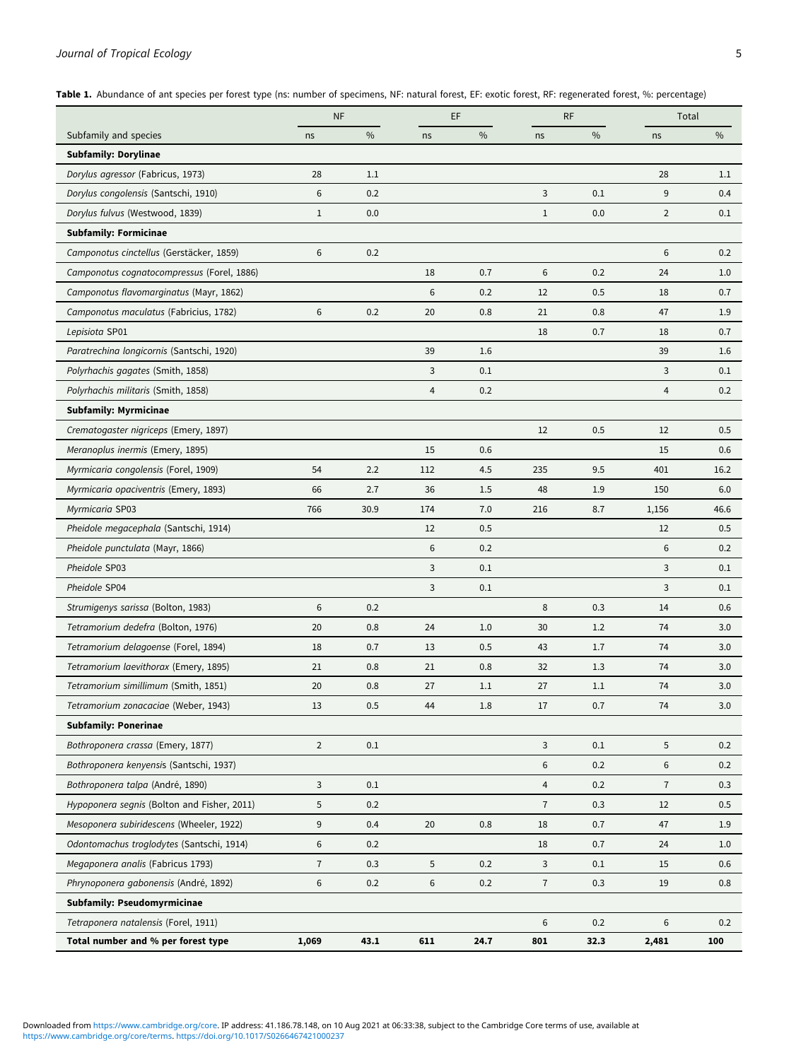**Table 1.** Abundance of ant species per forest type (ns: number of specimens, NF: natural forest, EF: exotic forest, RF: regenerated forest, %: percentage)

| | NF | | EF | | RF | | Total | |
|---|---|---|---|---|---|---|---|---|
| Subfamily and species | ns | % | ns | % | ns | % | ns | % |
| **Subfamily: Dorylinae** | | | | | | | | |
| *Dorylus agressor* (Fabricus, 1973) | 28 | 1.1 | | | | | 28 | 1.1 |
| *Dorylus congolensis* (Santschi, 1910) | 6 | 0.2 | | | 3 | 0.1 | 9 | 0.4 |
| *Dorylus fulvus* (Westwood, 1839) | 1 | 0.0 | | | 1 | 0.0 | 2 | 0.1 |
| **Subfamily: Formicinae** | | | | | | | | |
| *Camponotus cinctellus* (Gerstäcker, 1859) | 6 | 0.2 | | | | | 6 | 0.2 |
| *Camponotus cognatocompressus* (Forel, 1886) | | | 18 | 0.7 | 6 | 0.2 | 24 | 1.0 |
| *Camponotus flavomarginatus* (Mayr, 1862) | | | 6 | 0.2 | 12 | 0.5 | 18 | 0.7 |
| *Camponotus maculatus* (Fabricius, 1782) | 6 | 0.2 | 20 | 0.8 | 21 | 0.8 | 47 | 1.9 |
| *Lepisiota* SP01 | | | | | 18 | 0.7 | 18 | 0.7 |
| *Paratrechina longicornis* (Santschi, 1920) | | | 39 | 1.6 | | | 39 | 1.6 |
| *Polyrhachis gagates* (Smith, 1858) | | | 3 | 0.1 | | | 3 | 0.1 |
| *Polyrhachis militaris* (Smith, 1858) | | | 4 | 0.2 | | | 4 | 0.2 |
| **Subfamily: Myrmicinae** | | | | | | | | |
| *Crematogaster nigriceps* (Emery, 1897) | | | | | 12 | 0.5 | 12 | 0.5 |
| *Meranoplus inermis* (Emery, 1895) | | | 15 | 0.6 | | | 15 | 0.6 |
| *Myrmicaria congolensis* (Forel, 1909) | 54 | 2.2 | 112 | 4.5 | 235 | 9.5 | 401 | 16.2 |
| *Myrmicaria opaciventris* (Emery, 1893) | 66 | 2.7 | 36 | 1.5 | 48 | 1.9 | 150 | 6.0 |
| *Myrmicaria* SP03 | 766 | 30.9 | 174 | 7.0 | 216 | 8.7 | 1,156 | 46.6 |
| *Pheidole megacephala* (Santschi, 1914) | | | 12 | 0.5 | | | 12 | 0.5 |
| *Pheidole punctulata* (Mayr, 1866) | | | 6 | 0.2 | | | 6 | 0.2 |
| *Pheidole* SP03 | | | 3 | 0.1 | | | 3 | 0.1 |
| *Pheidole* SP04 | | | 3 | 0.1 | | | 3 | 0.1 |
| *Strumigenys sarissa* (Bolton, 1983) | 6 | 0.2 | | | 8 | 0.3 | 14 | 0.6 |
| *Tetramorium dedefra* (Bolton, 1976) | 20 | 0.8 | 24 | 1.0 | 30 | 1.2 | 74 | 3.0 |
| *Tetramorium delagoense* (Forel, 1894) | 18 | 0.7 | 13 | 0.5 | 43 | 1.7 | 74 | 3.0 |
| *Tetramorium laevithorax* (Emery, 1895) | 21 | 0.8 | 21 | 0.8 | 32 | 1.3 | 74 | 3.0 |
| *Tetramorium simillimum* (Smith, 1851) | 20 | 0.8 | 27 | 1.1 | 27 | 1.1 | 74 | 3.0 |
| *Tetramorium zonacaciae* (Weber, 1943) | 13 | 0.5 | 44 | 1.8 | 17 | 0.7 | 74 | 3.0 |
| **Subfamily: Ponerinae** | | | | | | | | |
| *Bothroponera crassa* (Emery, 1877) | 2 | 0.1 | | | 3 | 0.1 | 5 | 0.2 |
| *Bothroponera kenyensis* (Santschi, 1937) | | | | | 6 | 0.2 | 6 | 0.2 |
| *Bothroponera talpa* (André, 1890) | 3 | 0.1 | | | 4 | 0.2 | 7 | 0.3 |
| *Hypoponera segnis* (Bolton and Fisher, 2011) | 5 | 0.2 | | | 7 | 0.3 | 12 | 0.5 |
| *Mesoponera subiridescens* (Wheeler, 1922) | 9 | 0.4 | 20 | 0.8 | 18 | 0.7 | 47 | 1.9 |
| *Odontomachus troglodytes* (Santschi, 1914) | 6 | 0.2 | | | 18 | 0.7 | 24 | 1.0 |
| *Megaponera analis* (Fabricus 1793) | 7 | 0.3 | 5 | 0.2 | 3 | 0.1 | 15 | 0.6 |
| *Phrynoponera gabonensis* (André, 1892) | 6 | 0.2 | 6 | 0.2 | 7 | 0.3 | 19 | 0.8 |
| **Subfamily: Pseudomyrmicinae** | | | | | | | | |
| *Tetraponera natalensis* (Forel, 1911) | | | | | 6 | 0.2 | 6 | 0.2 |
| **Total number and % per forest type** | **1,069** | **43.1** | **611** | **24.7** | **801** | **32.3** | **2,481** | **100** |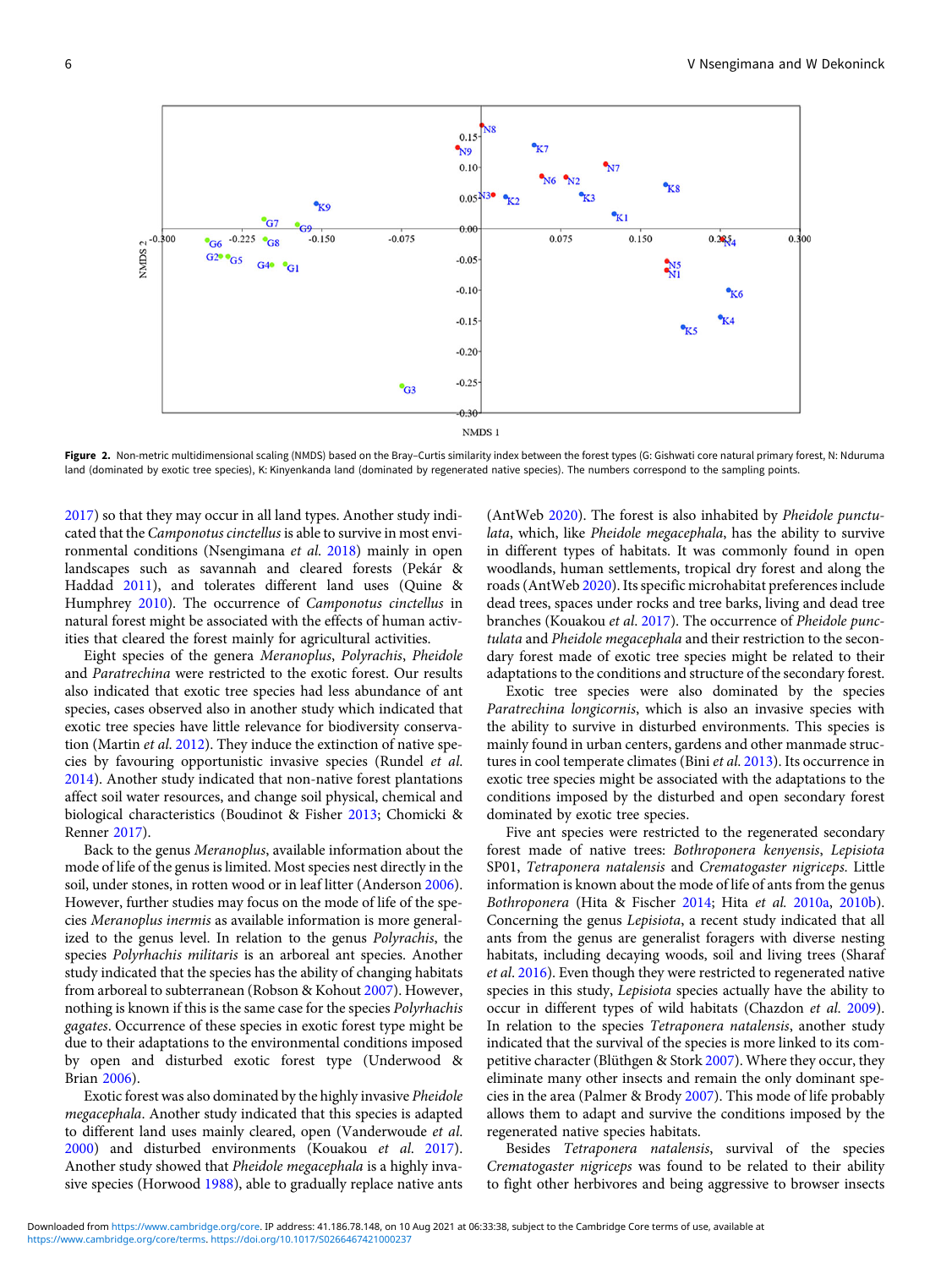Figure 2. Non-metric multidimensional scaling (NMDS) based on the Bray–Curtis similarity index between the forest types (G: Gishwati core natural primary forest, N: Nduruma land (dominated by exotic tree species), K: Kinyenkanda land (dominated by regenerated native species). The numbers correspond to the sampling points.

2017) so that they may occur in all land types. Another study indicated that the *Camponotus cinctellus* is able to survive in most environmental conditions (Nsengimana *et al.* 2018) mainly in open landscapes such as savannah and cleared forests (Pekár & Haddad 2011), and tolerates different land uses (Quine & Humphrey 2010). The occurrence of *Camponotus cinctellus* in natural forest might be associated with the effects of human activities that cleared the forest mainly for agricultural activities.

Eight species of the genera *Meranoplus*, *Polyrachis*, *Pheidole* and *Paratrechina* were restricted to the exotic forest. Our results also indicated that exotic tree species had less abundance of ant species, cases observed also in another study which indicated that exotic tree species have little relevance for biodiversity conservation (Martin *et al.* 2012). They induce the extinction of native species by favouring opportunistic invasive species (Rundel *et al.* 2014). Another study indicated that non-native forest plantations affect soil water resources, and change soil physical, chemical and biological characteristics (Boudinot & Fisher 2013; Chomicki & Renner 2017).

Back to the genus *Meranoplus*, available information about the mode of life of the genus is limited. Most species nest directly in the soil, under stones, in rotten wood or in leaf litter (Anderson 2006). However, further studies may focus on the mode of life of the species *Meranoplus inermis* as available information is more generalized to the genus level. In relation to the genus *Polyrachis*, the species *Polyrhachis militaris* is an arboreal ant species. Another study indicated that the species has the ability of changing habitats from arboreal to subterranean (Robson & Kohout 2007). However, nothing is known if this is the same case for the species *Polyrhachis gagates*. Occurrence of these species in exotic forest type might be due to their adaptations to the environmental conditions imposed by open and disturbed exotic forest type (Underwood & Brian 2006).

Exotic forest was also dominated by the highly invasive *Pheidole megacephala*. Another study indicated that this species is adapted to different land uses mainly cleared, open (Vanderwoude *et al.* 2000) and disturbed environments (Kouakou *et al.* 2017). Another study showed that *Pheidole megacephala* is a highly invasive species (Horwood 1988), able to gradually replace native ants (AntWeb 2020). The forest is also inhabited by *Pheidole punctulata*, which, like *Pheidole megacephala*, has the ability to survive in different types of habitats. It was commonly found in open woodlands, human settlements, tropical dry forest and along the roads (AntWeb 2020). Its specific microhabitat preferences include dead trees, spaces under rocks and tree barks, living and dead tree branches (Kouakou *et al.* 2017). The occurrence of *Pheidole punctulata* and *Pheidole megacephala* and their restriction to the secondary forest made of exotic tree species might be related to their adaptations to the conditions and structure of the secondary forest.

Exotic tree species were also dominated by the species *Paratrechina longicornis*, which is also an invasive species with the ability to survive in disturbed environments. This species is mainly found in urban centers, gardens and other manmade structures in cool temperate climates (Bini *et al.* 2013). Its occurrence in exotic tree species might be associated with the adaptations to the conditions imposed by the disturbed and open secondary forest dominated by exotic tree species.

Five ant species were restricted to the regenerated secondary forest made of native trees: *Bothroponera kenyensis*, *Lepisiota* SP01, *Tetraponera natalensis* and *Crematogaster nigriceps*. Little information is known about the mode of life of ants from the genus *Bothroponera* (Hita & Fischer 2014; Hita *et al.* 2010a, 2010b). Concerning the genus *Lepisiota*, a recent study indicated that all ants from the genus are generalist foragers with diverse nesting habitats, including decaying woods, soil and living trees (Sharaf *et al.* 2016). Even though they were restricted to regenerated native species in this study, *Lepisiota* species actually have the ability to occur in different types of wild habitats (Chazdon *et al.* 2009). In relation to the species *Tetraponera natalensis*, another study indicated that the survival of the species is more linked to its competitive character (Blüthgen & Stork 2007). Where they occur, they eliminate many other insects and remain the only dominant species in the area (Palmer & Brody 2007). This mode of life probably allows them to adapt and survive the conditions imposed by the regenerated native species habitats.

Besides *Tetraponera natalensis*, survival of the species *Crematogaster nigriceps* was found to be related to their ability to fight other herbivores and being aggressive to browser insects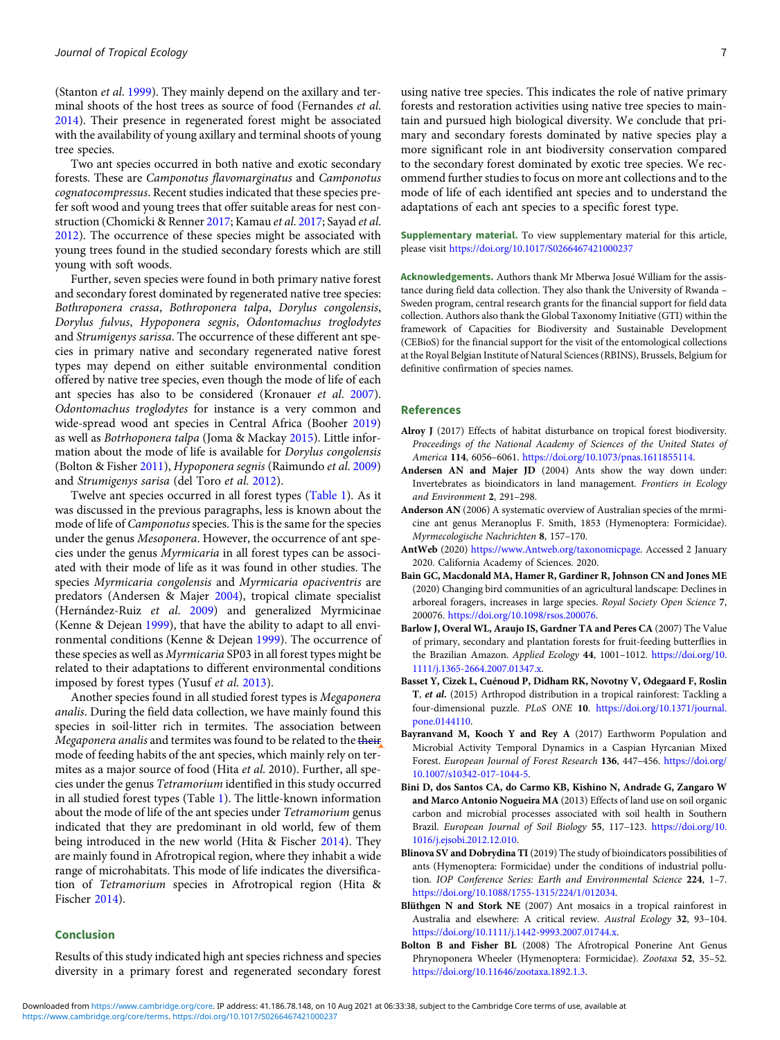(Stanton *et al.* 1999). They mainly depend on the axillary and terminal shoots of the host trees as source of food (Fernandes *et al.* 2014). Their presence in regenerated forest might be associated with the availability of young axillary and terminal shoots of young tree species.

Two ant species occurred in both native and exotic secondary forests. These are *Camponotus flavomarginatus* and *Camponotus cognatocompressus*. Recent studies indicated that these species prefer soft wood and young trees that offer suitable areas for nest construction (Chomicki & Renner 2017; Kamau *et al.* 2017; Sayad *et al.* 2012). The occurrence of these species might be associated with young trees found in the studied secondary forests which are still young with soft woods.

Further, seven species were found in both primary native forest and secondary forest dominated by regenerated native tree species: *Bothroponera crassa*, *Bothroponera talpa*, *Dorylus congolensis*, *Dorylus fulvus*, *Hypoponera segnis*, *Odontomachus troglodytes* and *Strumigenys sarissa*. The occurrence of these different ant species in primary native and secondary regenerated native forest types may depend on either suitable environmental condition offered by native tree species, even though the mode of life of each ant species has also to be considered (Kronauer *et al.* 2007). *Odontomachus troglodytes* for instance is a very common and wide-spread wood ant species in Central Africa (Booher 2019) as well as *Botrhoponera talpa* (Joma & Mackay 2015). Little information about the mode of life is available for *Dorylus congolensis* (Bolton & Fisher 2011), *Hypoponera segnis* (Raimundo *et al.* 2009) and *Strumigenys sarisa* (del Toro *et al.* 2012).

Twelve ant species occurred in all forest types (Table 1). As it was discussed in the previous paragraphs, less is known about the mode of life of *Camponotus* species. This is the same for the species under the genus *Mesoponera*. However, the occurrence of ant species under the genus *Myrmicaria* in all forest types can be associated with their mode of life as it was found in other studies. The species *Myrmicaria congolensis* and *Myrmicaria opaciventris* are predators (Andersen & Majer 2004), tropical climate specialist (Hernández-Ruiz *et al.* 2009) and generalized Myrmicinae (Kenne & Dejean 1999), that have the ability to adapt to all environmental conditions (Kenne & Dejean 1999). The occurrence of these species as well as *Myrmicaria* SP03 in all forest types might be related to their adaptations to different environmental conditions imposed by forest types (Yusuf *et al.* 2013).

Another species found in all studied forest types is *Megaponera analis*. During the field data collection, we have mainly found this species in soil-litter rich in termites. The association between *Megaponera analis* and termites was found to be related to the ~~their~~ mode of feeding habits of the ant species, which mainly rely on termites as a major source of food (Hita *et al.* 2010). Further, all species under the genus *Tetramorium* identified in this study occurred in all studied forest types (Table 1). The little-known information about the mode of life of the ant species under *Tetramorium* genus indicated that they are predominant in old world, few of them being introduced in the new world (Hita & Fischer 2014). They are mainly found in Afrotropical region, where they inhabit a wide range of microhabitats. This mode of life indicates the diversification of *Tetramorium* species in Afrotropical region (Hita & Fischer 2014).

## Conclusion

Results of this study indicated high ant species richness and species diversity in a primary forest and regenerated secondary forest using native tree species. This indicates the role of native primary forests and restoration activities using native tree species to maintain and pursued high biological diversity. We conclude that primary and secondary forests dominated by native species play a more significant role in ant biodiversity conservation compared to the secondary forest dominated by exotic tree species. We recommend further studies to focus on more ant collections and to the mode of life of each identified ant species and to understand the adaptations of each ant species to a specific forest type.

**Supplementary material.** To view supplementary material for this article, please visit https://doi.org/10.1017/S0266467421000237

**Acknowledgements.** Authors thank Mr Mberwa Josué William for the assistance during field data collection. They also thank the University of Rwanda – Sweden program, central research grants for the financial support for field data collection. Authors also thank the Global Taxonomy Initiative (GTI) within the framework of Capacities for Biodiversity and Sustainable Development (CEBioS) for the financial support for the visit of the entomological collections at the Royal Belgian Institute of Natural Sciences (RBINS), Brussels, Belgium for definitive confirmation of species names.

## References

**Alroy J** (2017) Effects of habitat disturbance on tropical forest biodiversity. *Proceedings of the National Academy of Sciences of the United States of America* **114**, 6056–6061. https://doi.org/10.1073/pnas.1611855114.

**Andersen AN and Majer JD** (2004) Ants show the way down under: Invertebrates as bioindicators in land management. *Frontiers in Ecology and Environment* **2**, 291–298.

**Anderson AN** (2006) A systematic overview of Australian species of the mrmicine ant genus Meranoplus F. Smith, 1853 (Hymenoptera: Formicidae). *Myrmecologische Nachrichten* **8**, 157–170.

**AntWeb** (2020) https://www.Antweb.org/taxonomicpage. Accessed 2 January 2020. California Academy of Sciences. 2020.

**Bain GC, Macdonald MA, Hamer R, Gardiner R, Johnson CN and Jones ME** (2020) Changing bird communities of an agricultural landscape: Declines in arboreal foragers, increases in large species. *Royal Society Open Science* **7**, 200076. https://doi.org/10.1098/rsos.200076.

**Barlow J, Overal WL, Araujo IS, Gardner TA and Peres CA** (2007) The Value of primary, secondary and plantation forests for fruit-feeding butterflies in the Brazilian Amazon. *Applied Ecology* **44**, 1001–1012. https://doi.org/10.1111/j.1365-2664.2007.01347.x.

**Basset Y, Cizek L, Cuénoud P, Didham RK, Novotny V, Ødegaard F, Roslin T, *et al.*** (2015) Arthropod distribution in a tropical rainforest: Tackling a four-dimensional puzzle. *PLoS ONE* **10**. https://doi.org/10.1371/journal.pone.0144110.

**Bayranvand M, Kooch Y and Rey A** (2017) Earthworm Population and Microbial Activity Temporal Dynamics in a Caspian Hyrcanian Mixed Forest. *European Journal of Forest Research* **136**, 447–456. https://doi.org/10.1007/s10342-017-1044-5.

**Bini D, dos Santos CA, do Carmo KB, Kishino N, Andrade G, Zangaro W and Marco Antonio Nogueira MA** (2013) Effects of land use on soil organic carbon and microbial processes associated with soil health in Southern Brazil. *European Journal of Soil Biology* **55**, 117–123. https://doi.org/10.1016/j.ejsobi.2012.12.010.

**Blinova SV and Dobrydina TI** (2019) The study of bioindicators possibilities of ants (Hymenoptera: Formicidae) under the conditions of industrial pollution. *IOP Conference Series: Earth and Environmental Science* **224**, 1–7. https://doi.org/10.1088/1755-1315/224/1/012034.

**Blüthgen N and Stork NE** (2007) Ant mosaics in a tropical rainforest in Australia and elsewhere: A critical review. *Austral Ecology* **32**, 93–104. https://doi.org/10.1111/j.1442-9993.2007.01744.x.

**Bolton B and Fisher BL** (2008) The Afrotropical Ponerine Ant Genus Phrynoponera Wheeler (Hymenoptera: Formicidae). *Zootaxa* **52**, 35–52. https://doi.org/10.11646/zootaxa.1892.1.3.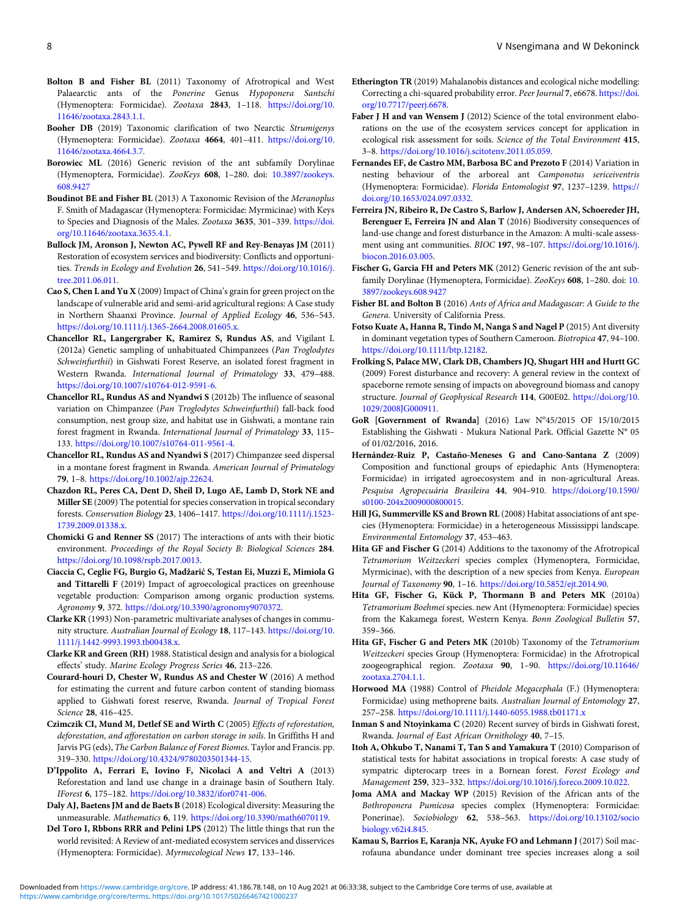**Bolton B and Fisher BL** (2011) Taxonomy of Afrotropical and West Palaearctic ants of the *Ponerine* Genus *Hypoponera Santschi* (Hymenoptera: Formicidae). *Zootaxa* **2843**, 1–118. https://doi.org/10.11646/zootaxa.2843.1.1.

**Booher DB** (2019) Taxonomic clarification of two Nearctic *Strumigenys* (Hymenoptera: Formicidae). *Zootaxa* **4664**, 401–411. https://doi.org/10.11646/zootaxa.4664.3.7.

**Borowiec ML** (2016) Generic revision of the ant subfamily Dorylinae (Hymenoptera, Formicidae). *ZooKeys* **608**, 1–280. doi: 10.3897/zookeys.608.9427

**Boudinot BE and Fisher BL** (2013) A Taxonomic Revision of the *Meranoplus* F. Smith of Madagascar (Hymenoptera: Formicidae: Myrmicinae) with Keys to Species and Diagnosis of the Males. *Zootaxa* **3635**, 301–339. https://doi.org/10.11646/zootaxa.3635.4.1.

**Bullock JM, Aronson J, Newton AC, Pywell RF and Rey-Benayas JM** (2011) Restoration of ecosystem services and biodiversity: Conflicts and opportunities. *Trends in Ecology and Evolution* **26**, 541–549. https://doi.org/10.1016/j.tree.2011.06.011.

**Cao S, Chen L and Yu X** (2009) Impact of China's grain for green project on the landscape of vulnerable arid and semi-arid agricultural regions: A Case study in Northern Shaanxi Province. *Journal of Applied Ecology* **46**, 536–543. https://doi.org/10.1111/j.1365-2664.2008.01605.x.

**Chancellor RL, Langergraber K, Ramirez S, Rundus AS**, and Vigilant L (2012a) Genetic sampling of unhabituated Chimpanzees (*Pan Troglodytes Schweinfurthii*) in Gishwati Forest Reserve, an isolated forest fragment in Western Rwanda. *International Journal of Primatology* **33**, 479–488. https://doi.org/10.1007/s10764-012-9591-6.

**Chancellor RL, Rundus AS and Nyandwi S** (2012b) The influence of seasonal variation on Chimpanzee (*Pan Troglodytes Schweinfurthii*) fall-back food consumption, nest group size, and habitat use in Gishwati, a montane rain forest fragment in Rwanda. *International Journal of Primatology* **33**, 115–133. https://doi.org/10.1007/s10764-011-9561-4.

**Chancellor RL, Rundus AS and Nyandwi S** (2017) Chimpanzee seed dispersal in a montane forest fragment in Rwanda. *American Journal of Primatology* **79**, 1–8. https://doi.org/10.1002/ajp.22624.

**Chazdon RL, Peres CA, Dent D, Sheil D, Lugo AE, Lamb D, Stork NE and Miller SE** (2009) The potential for species conservation in tropical secondary forests. *Conservation Biology* **23**, 1406–1417. https://doi.org/10.1111/j.1523-1739.2009.01338.x.

**Chomicki G and Renner SS** (2017) The interactions of ants with their biotic environment. *Proceedings of the Royal Society B: Biological Sciences* **284**. https://doi.org/10.1098/rspb.2017.0013.

**Ciaccia C, Ceglie FG, Burgio G, Madžarić S, Testan Ei, Muzzi E, Mimiola G and Tittarelli F** (2019) Impact of agroecological practices on greenhouse vegetable production: Comparison among organic production systems. *Agronomy* **9**, 372. https://doi.org/10.3390/agronomy9070372.

**Clarke KR** (1993) Non-parametric multivariate analyses of changes in community structure. *Australian Journal of Ecology* **18**, 117–143. https://doi.org/10.1111/j.1442-9993.1993.tb00438.x.

**Clarke KR and Green (RH)** 1988. Statistical design and analysis for a biological effects' study. *Marine Ecology Progress Series* **46**, 213–226.

**Courard-houri D, Chester W, Rundus AS and Chester W** (2016) A method for estimating the current and future carbon content of standing biomass applied to Gishwati forest reserve, Rwanda. *Journal of Tropical Forest Science* **28**, 416–425.

**Czimczik CI, Mund M, Detlef SE and Wirth C** (2005) *Effects of reforestation, deforestation, and afforestation on carbon storage in soils*. In Griffiths H and Jarvis PG (eds), *The Carbon Balance of Forest Biomes*. Taylor and Francis. pp. 319–330. https://doi.org/10.4324/9780203501344-15.

**D'Ippolito A, Ferrari E, Iovino F, Nicolaci A and Veltri A** (2013) Reforestation and land use change in a drainage basin of Southern Italy. *IForest* **6**, 175–182. https://doi.org/10.3832/ifor0741-006.

**Daly AJ, Baetens JM and de Baets B** (2018) Ecological diversity: Measuring the unmeasurable. *Mathematics* **6**, 119. https://doi.org/10.3390/math6070119.

**Del Toro I, Rbbons RRR and Pelini LPS** (2012) The little things that run the world revisited: A Review of ant-mediated ecosystem services and disservices (Hymenoptera: Formicidae). *Myrmecological News* **17**, 133–146.

**Etherington TR** (2019) Mahalanobis distances and ecological niche modelling: Correcting a chi-squared probability error. *Peer Journal* **7**, e6678. https://doi.org/10.7717/peerj.6678.

**Faber J H and van Wensem J** (2012) Science of the total environment elaborations on the use of the ecosystem services concept for application in ecological risk assessment for soils. *Science of the Total Environment* **415**, 3–8. https://doi.org/10.1016/j.scitotenv.2011.05.059.

**Fernandes EF, de Castro MM, Barbosa BC and Prezoto F** (2014) Variation in nesting behaviour of the arboreal ant *Camponotus sericeiventris* (Hymenoptera: Formicidae). *Florida Entomologist* **97**, 1237–1239. https://doi.org/10.1653/024.097.0332.

**Ferreira JN, Ribeiro R, De Castro S, Barlow J, Andersen AN, Schoereder JH, Berenguer E, Ferreira JN and Alan T** (2016) Biodiversity consequences of land-use change and forest disturbance in the Amazon: A multi-scale assessment using ant communities. *BIOC* **197**, 98–107. https://doi.org/10.1016/j.biocon.2016.03.005.

**Fischer G, Garcia FH and Peters MK** (2012) Generic revision of the ant subfamily Dorylinae (Hymenoptera, Formicidae). *ZooKeys* **608**, 1–280. doi: 10.3897/zookeys.608.9427

**Fisher BL and Bolton B** (2016) *Ants of Africa and Madagascar: A Guide to the Genera*. University of California Press.

**Fotso Kuate A, Hanna R, Tindo M, Nanga S and Nagel P** (2015) Ant diversity in dominant vegetation types of Southern Cameroon. *Biotropica* **47**, 94–100. https://doi.org/10.1111/btp.12182.

**Frolking S, Palace MW, Clark DB, Chambers JQ, Shugart HH and Hurtt GC** (2009) Forest disturbance and recovery: A general review in the context of spaceborne remote sensing of impacts on aboveground biomass and canopy structure. *Journal of Geophysical Research* **114**, G00E02. https://doi.org/10.1029/2008JG000911.

**GoR [Government of Rwanda]** (2016) Law N°45/2015 OF 15/10/2015 Establishing the Gishwati - Mukura National Park. Official Gazette N° 05 of 01/02/2016, 2016.

**Hernández-Ruiz P, Castaño-Meneses G and Cano-Santana Z** (2009) Composition and functional groups of epiedaphic Ants (Hymenoptera: Formicidae) in irrigated agroecosystem and in non-agricultural Areas. *Pesquisa Agropecuária Brasileira* **44**, 904–910. https://doi.org/10.1590/s0100-204x2009000800015.

**Hill JG, Summerville KS and Brown RL** (2008) Habitat associations of ant species (Hymenoptera: Formicidae) in a heterogeneous Mississippi landscape. *Environmental Entomology* **37**, 453–463.

**Hita GF and Fischer G** (2014) Additions to the taxonomy of the Afrotropical *Tetramorium Weitzeckeri* species complex (Hymenoptera, Formicidae, Myrmicinae), with the description of a new species from Kenya. *European Journal of Taxonomy* **90**, 1–16. https://doi.org/10.5852/ejt.2014.90.

**Hita GF, Fischer G, Kück P, Thormann B and Peters MK** (2010a) *Tetramorium Boehmei* species. new Ant (Hymenoptera: Formicidae) species from the Kakamega forest, Western Kenya. *Bonn Zoological Bulletin* **57**, 359–366.

**Hita GF, Fischer G and Peters MK** (2010b) Taxonomy of the *Tetramorium Weitzeckeri* species Group (Hymenoptera: Formicidae) in the Afrotropical zoogeographical region. *Zootaxa* **90**, 1–90. https://doi.org/10.11646/zootaxa.2704.1.1.

**Horwood MA** (1988) Control of *Pheidole Megacephala* (F.) (Hymenoptera: Formicidae) using methoprene baits. *Australian Journal of Entomology* **27**, 257–258. https://doi.org/10.1111/j.1440-6055.1988.tb01171.x

**Inman S and Ntoyinkama C** (2020) Recent survey of birds in Gishwati forest, Rwanda. *Journal of East African Ornithology* **40**, 7–15.

**Itoh A, Ohkubo T, Nanami T, Tan S and Yamakura T** (2010) Comparison of statistical tests for habitat associations in tropical forests: A case study of sympatric dipterocarp trees in a Bornean forest. *Forest Ecology and Management* **259**, 323–332. https://doi.org/10.1016/j.foreco.2009.10.022.

**Joma AMA and Mackay WP** (2015) Revision of the African ants of the *Bothroponera Pumicosa* species complex (Hymenoptera: Formicidae: Ponerinae). *Sociobiology* **62**, 538–563. https://doi.org/10.13102/sociobiology.v62i4.845.

**Kamau S, Barrios E, Karanja NK, Ayuke FO and Lehmann J** (2017) Soil macrofauna abundance under dominant tree species increases along a soil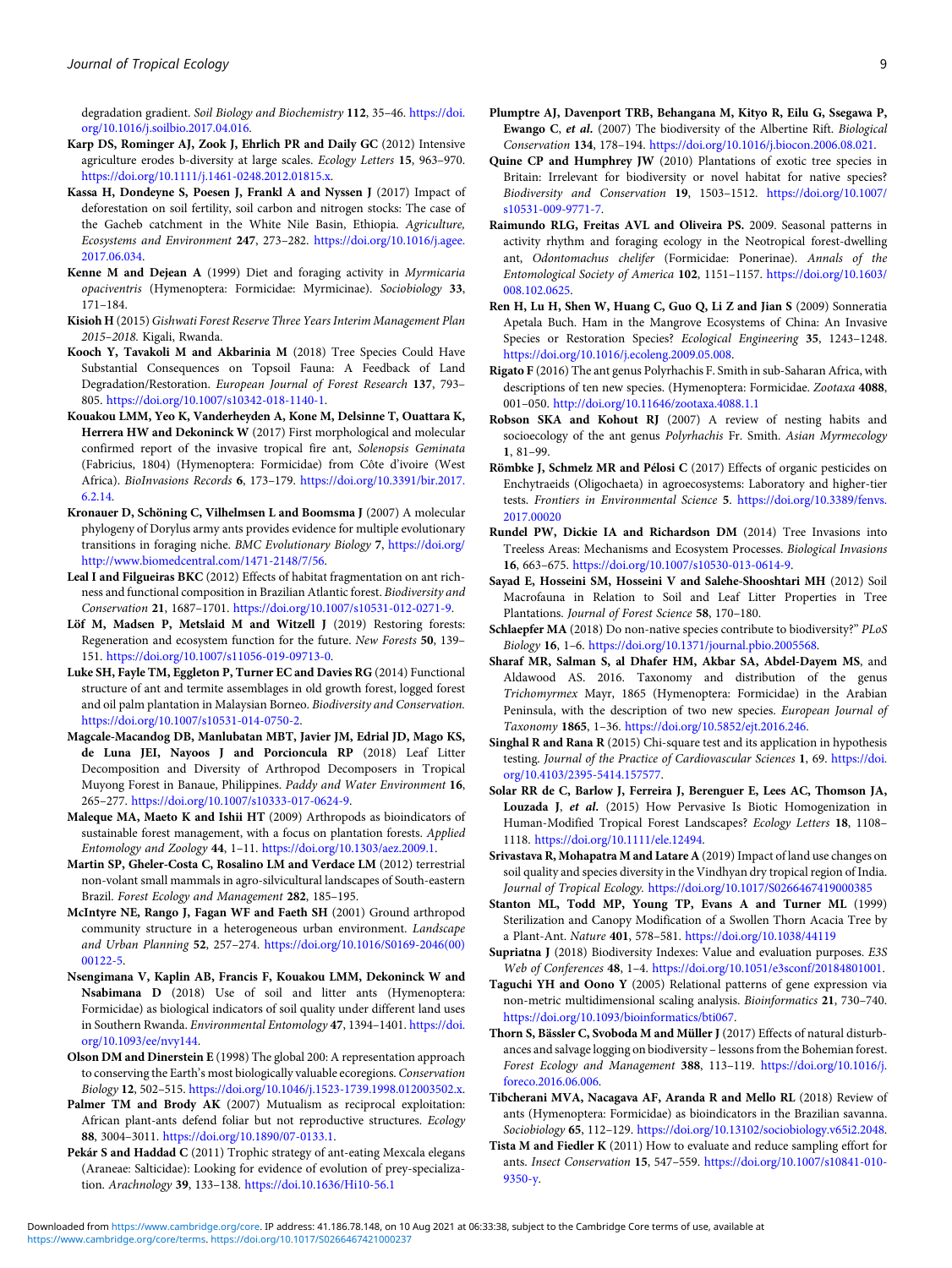degradation gradient. *Soil Biology and Biochemistry* **112**, 35–46. https://doi.org/10.1016/j.soilbio.2017.04.016.

**Karp DS, Rominger AJ, Zook J, Ehrlich PR and Daily GC** (2012) Intensive agriculture erodes b-diversity at large scales. *Ecology Letters* **15**, 963–970. https://doi.org/10.1111/j.1461-0248.2012.01815.x.

**Kassa H, Dondeyne S, Poesen J, Frankl A and Nyssen J** (2017) Impact of deforestation on soil fertility, soil carbon and nitrogen stocks: The case of the Gacheb catchment in the White Nile Basin, Ethiopia. *Agriculture, Ecosystems and Environment* **247**, 273–282. https://doi.org/10.1016/j.agee.2017.06.034.

**Kenne M and Dejean A** (1999) Diet and foraging activity in *Myrmicaria opaciventris* (Hymenoptera: Formicidae: Myrmicinae). *Sociobiology* **33**, 171–184.

**Kisioh H** (2015) *Gishwati Forest Reserve Three Years Interim Management Plan 2015–2018.* Kigali, Rwanda.

**Kooch Y, Tavakoli M and Akbarinia M** (2018) Tree Species Could Have Substantial Consequences on Topsoil Fauna: A Feedback of Land Degradation/Restoration. *European Journal of Forest Research* **137**, 793–805. https://doi.org/10.1007/s10342-018-1140-1.

**Kouakou LMM, Yeo K, Vanderheyden A, Kone M, Delsinne T, Ouattara K, Herrera HW and Dekoninck W** (2017) First morphological and molecular confirmed report of the invasive tropical fire ant, *Solenopsis Geminata* (Fabricius, 1804) (Hymenoptera: Formicidae) from Côte d'ivoire (West Africa). *BioInvasions Records* **6**, 173–179. https://doi.org/10.3391/bir.2017.6.2.14.

**Kronauer D, Schöning C, Vilhelmsen L and Boomsma J** (2007) A molecular phylogeny of Dorylus army ants provides evidence for multiple evolutionary transitions in foraging niche. *BMC Evolutionary Biology* **7**, https://doi.org/http://www.biomedcentral.com/1471-2148/7/56.

**Leal I and Filgueiras BKC** (2012) Effects of habitat fragmentation on ant richness and functional composition in Brazilian Atlantic forest. *Biodiversity and Conservation* **21**, 1687–1701. https://doi.org/10.1007/s10531-012-0271-9.

**Löf M, Madsen P, Metslaid M and Witzell J** (2019) Restoring forests: Regeneration and ecosystem function for the future. *New Forests* **50**, 139–151. https://doi.org/10.1007/s11056-019-09713-0.

**Luke SH, Fayle TM, Eggleton P, Turner EC and Davies RG** (2014) Functional structure of ant and termite assemblages in old growth forest, logged forest and oil palm plantation in Malaysian Borneo. *Biodiversity and Conservation.* https://doi.org/10.1007/s10531-014-0750-2.

**Magcale-Macandog DB, Manlubatan MBT, Javier JM, Edrial JD, Mago KS, de Luna JEI, Nayoos J and Porcioncula RP** (2018) Leaf Litter Decomposition and Diversity of Arthropod Decomposers in Tropical Muyong Forest in Banaue, Philippines. *Paddy and Water Environment* **16**, 265–277. https://doi.org/10.1007/s10333-017-0624-9.

**Maleque MA, Maeto K and Ishii HT** (2009) Arthropods as bioindicators of sustainable forest management, with a focus on plantation forests. *Applied Entomology and Zoology* **44**, 1–11. https://doi.org/10.1303/aez.2009.1.

**Martin SP, Gheler-Costa C, Rosalino LM and Verdace LM** (2012) terrestrial non-volant small mammals in agro-silvicultural landscapes of South-eastern Brazil. *Forest Ecology and Management* **282**, 185–195.

**McIntyre NE, Rango J, Fagan WF and Faeth SH** (2001) Ground arthropod community structure in a heterogeneous urban environment. *Landscape and Urban Planning* **52**, 257–274. https://doi.org/10.1016/S0169-2046(00)00122-5.

**Nsengimana V, Kaplin AB, Francis F, Kouakou LMM, Dekoninck W and Nsabimana D** (2018) Use of soil and litter ants (Hymenoptera: Formicidae) as biological indicators of soil quality under different land uses in Southern Rwanda. *Environmental Entomology* **47**, 1394–1401. https://doi.org/10.1093/ee/nvy144.

**Olson DM and Dinerstein E** (1998) The global 200: A representation approach to conserving the Earth's most biologically valuable ecoregions. *Conservation Biology* **12**, 502–515. https://doi.org/10.1046/j.1523-1739.1998.012003502.x.

**Palmer TM and Brody AK** (2007) Mutualism as reciprocal exploitation: African plant-ants defend foliar but not reproductive structures. *Ecology* **88**, 3004–3011. https://doi.org/10.1890/07-0133.1.

**Pekár S and Haddad C** (2011) Trophic strategy of ant-eating Mexcala elegans (Araneae: Salticidae): Looking for evidence of evolution of prey-specialization. *Arachnology* **39**, 133–138. https://doi.10.1636/Hi10-56.1

**Plumptre AJ, Davenport TRB, Behangana M, Kityo R, Eilu G, Ssegawa P, Ewango C, *et al.*** (2007) The biodiversity of the Albertine Rift. *Biological Conservation* **134**, 178–194. https://doi.org/10.1016/j.biocon.2006.08.021.

**Quine CP and Humphrey JW** (2010) Plantations of exotic tree species in Britain: Irrelevant for biodiversity or novel habitat for native species? *Biodiversity and Conservation* **19**, 1503–1512. https://doi.org/10.1007/s10531-009-9771-7.

**Raimundo RLG, Freitas AVL and Oliveira PS.** 2009. Seasonal patterns in activity rhythm and foraging ecology in the Neotropical forest-dwelling ant, *Odontomachus chelifer* (Formicidae: Ponerinae). *Annals of the Entomological Society of America* **102**, 1151–1157. https://doi.org/10.1603/008.102.0625.

**Ren H, Lu H, Shen W, Huang C, Guo Q, Li Z and Jian S** (2009) Sonneratia Apetala Buch. Ham in the Mangrove Ecosystems of China: An Invasive Species or Restoration Species? *Ecological Engineering* **35**, 1243–1248. https://doi.org/10.1016/j.ecoleng.2009.05.008.

**Rigato F** (2016) The ant genus Polyrhachis F. Smith in sub-Saharan Africa, with descriptions of ten new species. (Hymenoptera: Formicidae. *Zootaxa* **4088**, 001–050. http://doi.org/10.11646/zootaxa.4088.1.1

**Robson SKA and Kohout RJ** (2007) A review of nesting habits and socioecology of the ant genus *Polyrhachis* Fr. Smith. *Asian Myrmecology* **1**, 81–99.

**Römbke J, Schmelz MR and Pélosi C** (2017) Effects of organic pesticides on Enchytraeids (Oligochaeta) in agroecosystems: Laboratory and higher-tier tests. *Frontiers in Environmental Science* **5**. https://doi.org/10.3389/fenvs.2017.00020

**Rundel PW, Dickie IA and Richardson DM** (2014) Tree Invasions into Treeless Areas: Mechanisms and Ecosystem Processes. *Biological Invasions* **16**, 663–675. https://doi.org/10.1007/s10530-013-0614-9.

**Sayad E, Hosseini SM, Hosseini V and Salehe-Shooshtari MH** (2012) Soil Macrofauna in Relation to Soil and Leaf Litter Properties in Tree Plantations. *Journal of Forest Science* **58**, 170–180.

**Schlaepfer MA** (2018) Do non-native species contribute to biodiversity?" *PLoS Biology* **16**, 1–6. https://doi.org/10.1371/journal.pbio.2005568.

**Sharaf MR, Salman S, al Dhafer HM, Akbar SA, Abdel-Dayem MS**, and **Aldawood AS.** 2016. Taxonomy and distribution of the genus *Trichomyrmex* Mayr, 1865 (Hymenoptera: Formicidae) in the Arabian Peninsula, with the description of two new species. *European Journal of Taxonomy* **1865**, 1–36. https://doi.org/10.5852/ejt.2016.246.

**Singhal R and Rana R** (2015) Chi-square test and its application in hypothesis testing. *Journal of the Practice of Cardiovascular Sciences* **1**, 69. https://doi.org/10.4103/2395-5414.157577.

**Solar RR de C, Barlow J, Ferreira J, Berenguer E, Lees AC, Thomson JA, Louzada J, *et al.*** (2015) How Pervasive Is Biotic Homogenization in Human-Modified Tropical Forest Landscapes? *Ecology Letters* **18**, 1108–1118. https://doi.org/10.1111/ele.12494.

**Srivastava R, Mohapatra M and Latare A** (2019) Impact of land use changes on soil quality and species diversity in the Vindhyan dry tropical region of India. *Journal of Tropical Ecology.* https://doi.org/10.1017/S0266467419000385

**Stanton ML, Todd MP, Young TP, Evans A and Turner ML** (1999) Sterilization and Canopy Modification of a Swollen Thorn Acacia Tree by a Plant-Ant. *Nature* **401**, 578–581. https://doi.org/10.1038/44119

**Supriatna J** (2018) Biodiversity Indexes: Value and evaluation purposes. *E3S Web of Conferences* **48**, 1–4. https://doi.org/10.1051/e3sconf/20184801001.

**Taguchi YH and Oono Y** (2005) Relational patterns of gene expression via non-metric multidimensional scaling analysis. *Bioinformatics* **21**, 730–740. https://doi.org/10.1093/bioinformatics/bti067.

**Thorn S, Bässler C, Svoboda M and Müller J** (2017) Effects of natural disturbances and salvage logging on biodiversity – lessons from the Bohemian forest. *Forest Ecology and Management* **388**, 113–119. https://doi.org/10.1016/j.foreco.2016.06.006.

**Tibcherani MVA, Nacagava AF, Aranda R and Mello RL** (2018) Review of ants (Hymenoptera: Formicidae) as bioindicators in the Brazilian savanna. *Sociobiology* **65**, 112–129. https://doi.org/10.13102/sociobiology.v65i2.2048.

**Tista M and Fiedler K** (2011) How to evaluate and reduce sampling effort for ants. *Insect Conservation* **15**, 547–559. https://doi.org/10.1007/s10841-010-9350-y.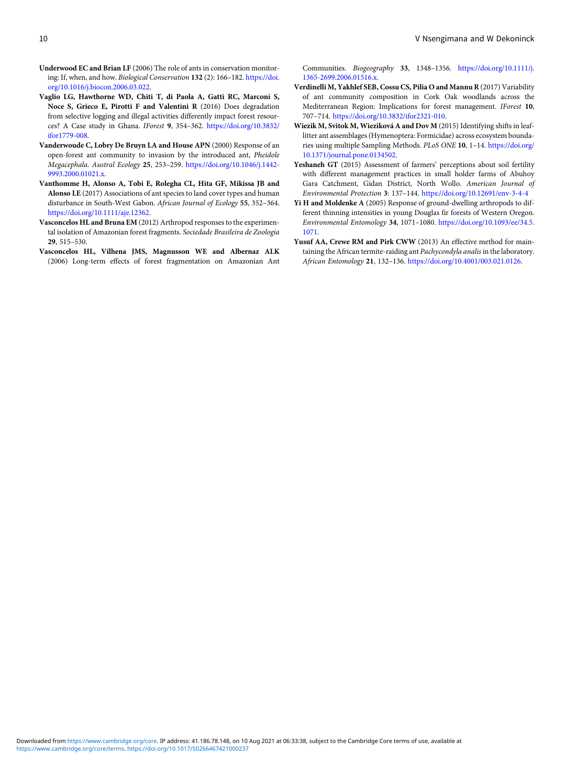**Underwood EC and Brian LF** (2006) The role of ants in conservation monitoring: If, when, and how. *Biological Conservation* **132** (2): 166–182. https://doi.org/10.1016/j.biocon.2006.03.022.

**Vaglio LG, Hawthorne WD, Chiti T, di Paola A, Gatti RC, Marconi S, Noce S, Grieco E, Pirotti F and Valentini R** (2016) Does degradation from selective logging and illegal activities differently impact forest resources? A Case study in Ghana. *IForest* **9**, 354–362. https://doi.org/10.3832/ifor1779-008.

**Vanderwoude C, Lobry De Bruyn LA and House APN** (2000) Response of an open-forest ant community to invasion by the introduced ant, *Pheidole Megacephala*. *Austral Ecology* **25**, 253–259. https://doi.org/10.1046/j.1442-9993.2000.01021.x.

**Vanthomme H, Alonso A, Tobi E, Rolegha CL, Hita GF, Mikissa JB and Alonso LE** (2017) Associations of ant species to land cover types and human disturbance in South-West Gabon. *African Journal of Ecology* **55**, 352–364. https://doi.org/10.1111/aje.12362.

**Vasconcelos HL and Bruna EM** (2012) Arthropod responses to the experimental isolation of Amazonian forest fragments. *Sociedade Brasileira de Zoologia* **29**, 515–530.

**Vasconcelos HL, Vilhena JMS, Magnusson WE and Albernaz ALK** (2006) Long-term effects of forest fragmentation on Amazonian Ant Communities. *Biogeography* **33**, 1348–1356. https://doi.org/10.1111/j.1365-2699.2006.01516.x.

**Verdinelli M, Yakhlef SEB, Cossu CS, Pilia O and Mannu R** (2017) Variability of ant community composition in Cork Oak woodlands across the Mediterranean Region: Implications for forest management. *IForest* **10**, 707–714. https://doi.org/10.3832/ifor2321-010.

**Wiezik M, Svitok M, Wieziková A and Dov M** (2015) Identifying shifts in leaf-litter ant assemblages (Hymenoptera: Formicidae) across ecosystem boundaries using multiple Sampling Methods. *PLoS ONE* **10**, 1–14. https://doi.org/10.1371/journal.pone.0134502.

**Yeshaneh GT** (2015) Assessment of farmers' perceptions about soil fertility with different management practices in small holder farms of Abuhoy Gara Catchment, Gidan District, North Wollo. *American Journal of Environmental Protection* **3**: 137–144. https://doi.org/10.12691/env-3-4-4

**Yi H and Moldenke A** (2005) Response of ground-dwelling arthropods to different thinning intensities in young Douglas fir forests of Western Oregon. *Environmental Entomology* **34**, 1071–1080. https://doi.org/10.1093/ee/34.5.1071.

**Yusuf AA, Crewe RM and Pirk CWW** (2013) An effective method for maintaining the African termite-raiding ant *Pachycondyla analis* in the laboratory. *African Entomology* **21**, 132–136. https://doi.org/10.4001/003.021.0126.